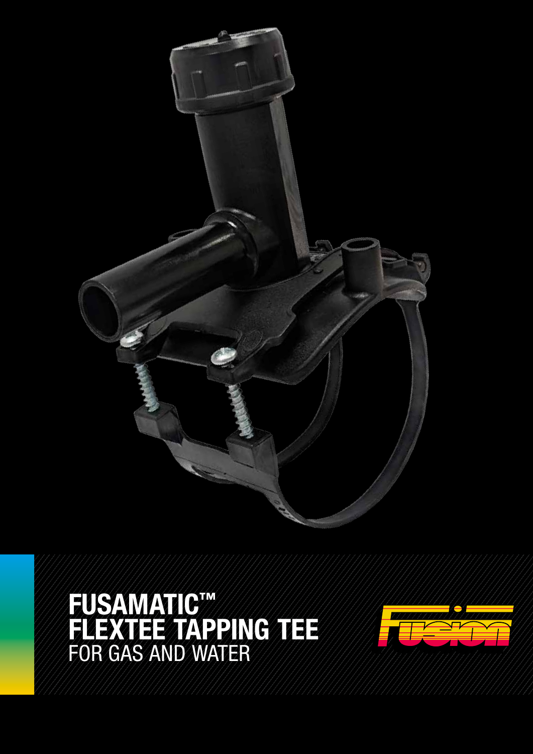# FUSAMATIC™ FLEXTEE TAPPING TEE

FOR GAS AND WATER

Fusion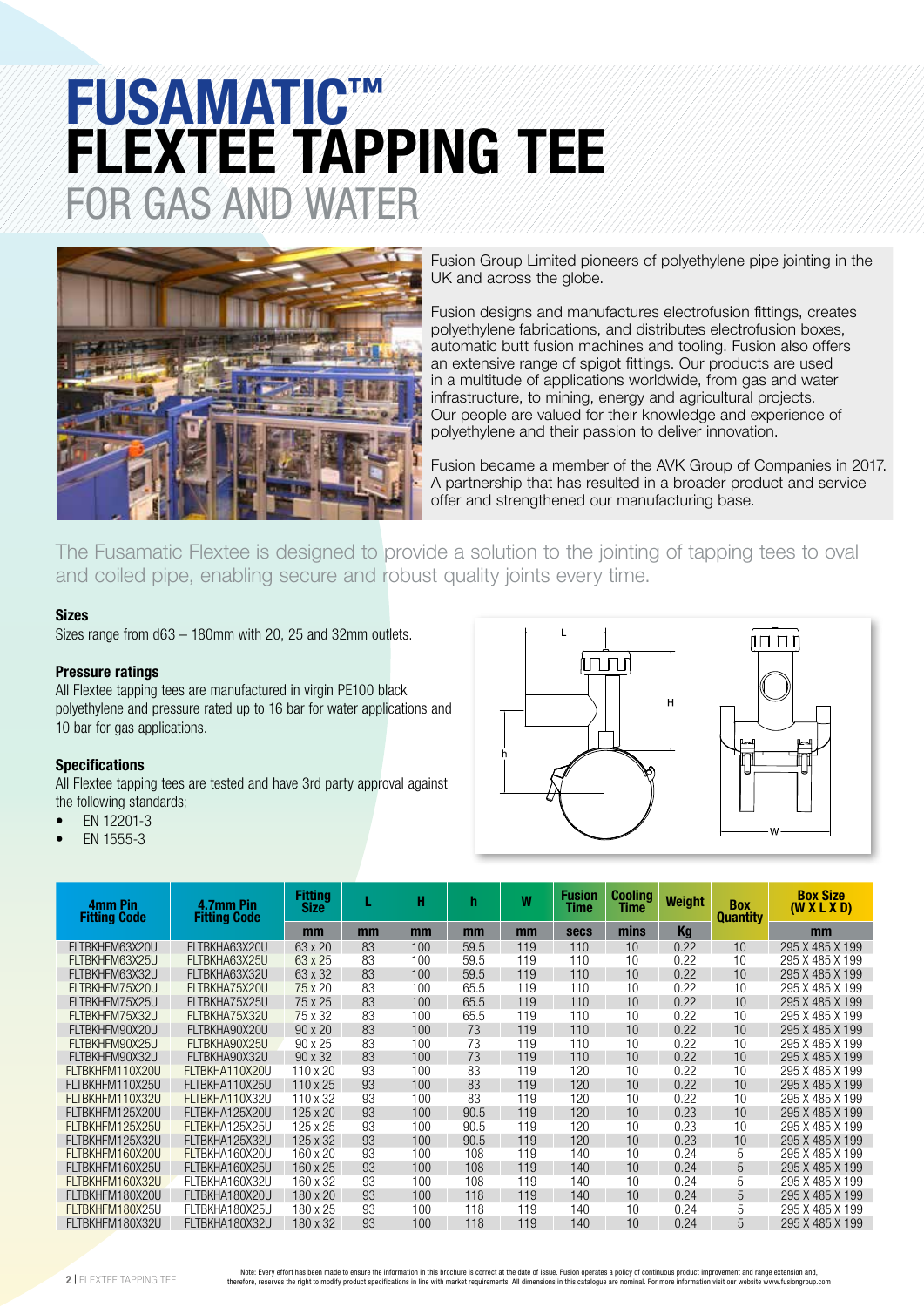# FUSAMATIC™ FLEXTEE TAPPING TEE

## FOR GAS AND WATER

Fusion Group Limited pioneers of polyethylene pipe jointing in the UK and across the globe.

Fusion designs and manufactures electrofusion fittings, creates polyethylene fabrications, and distributes electrofusion boxes, automatic butt fusion machines and tooling. Fusion also offers an extensive range of spigot fittings. Our products are used in a multitude of applications worldwide, from gas and water infrastructure, to mining, energy and agricultural projects. Our people are valued for their knowledge and experience of polyethylene and their passion to deliver innovation.

Fusion became a member of the AVK Group of Companies in 2017. A partnership that has resulted in a broader product and service offer and strengthened our manufacturing base.

The Fusamatic Flextee is designed to provide a solution to the jointing of tapping tees to oval and coiled pipe, enabling secure and robust quality joints every time.

**Sizes**

Sizes range from d63 – 180mm with 20, 25 and 32mm outlets.

**Pressure ratings**

All Flextee tapping tees are manufactured in virgin PE100 black polyethylene and pressure rated up to 16 bar for water applications and 10 bar for gas applications.

**Specifications**

All Flextee tapping tees are tested and have 3rd party approval against the following standards;

- EN 12201-3
- EN 1555-3

| 4mm Pin Fitting Code | 4.7mm Pin Fitting Code | Fitting Size | L | H | h | W | Fusion Time | Cooling Time | Weight | Box Quantity | Box Size (W X L X D) |
|---|---|---|---|---|---|---|---|---|---|---|---|
| | | mm | mm | mm | mm | mm | secs | mins | Kg | | mm |
| FLTBKHFM63X20U | FLTBKHA63X20U | 63 x 20 | 83 | 100 | 59.5 | 119 | 110 | 10 | 0.22 | 10 | 295 X 485 X 199 |
| FLTBKHFM63X25U | FLTBKHA63X25U | 63 x 25 | 83 | 100 | 59.5 | 119 | 110 | 10 | 0.22 | 10 | 295 X 485 X 199 |
| FLTBKHFM63X32U | FLTBKHA63X32U | 63 x 32 | 83 | 100 | 59.5 | 119 | 110 | 10 | 0.22 | 10 | 295 X 485 X 199 |
| FLTBKHFM75X20U | FLTBKHA75X20U | 75 x 20 | 83 | 100 | 65.5 | 119 | 110 | 10 | 0.22 | 10 | 295 X 485 X 199 |
| FLTBKHFM75X25U | FLTBKHA75X25U | 75 x 25 | 83 | 100 | 65.5 | 119 | 110 | 10 | 0.22 | 10 | 295 X 485 X 199 |
| FLTBKHFM75X32U | FLTBKHA75X32U | 75 x 32 | 83 | 100 | 65.5 | 119 | 110 | 10 | 0.22 | 10 | 295 X 485 X 199 |
| FLTBKHFM90X20U | FLTBKHA90X20U | 90 x 20 | 83 | 100 | 73 | 119 | 110 | 10 | 0.22 | 10 | 295 X 485 X 199 |
| FLTBKHFM90X25U | FLTBKHA90X25U | 90 x 25 | 83 | 100 | 73 | 119 | 110 | 10 | 0.22 | 10 | 295 X 485 X 199 |
| FLTBKHFM90X32U | FLTBKHA90X32U | 90 x 32 | 83 | 100 | 73 | 119 | 110 | 10 | 0.22 | 10 | 295 X 485 X 199 |
| FLTBKHFM110X20U | FLTBKHA110X20U | 110 x 20 | 93 | 100 | 83 | 119 | 120 | 10 | 0.22 | 10 | 295 X 485 X 199 |
| FLTBKHFM110X25U | FLTBKHA110X25U | 110 x 25 | 93 | 100 | 83 | 119 | 120 | 10 | 0.22 | 10 | 295 X 485 X 199 |
| FLTBKHFM110X32U | FLTBKHA110X32U | 110 x 32 | 93 | 100 | 83 | 119 | 120 | 10 | 0.22 | 10 | 295 X 485 X 199 |
| FLTBKHFM125X20U | FLTBKHA125X20U | 125 x 20 | 93 | 100 | 90.5 | 119 | 120 | 10 | 0.23 | 10 | 295 X 485 X 199 |
| FLTBKHFM125X25U | FLTBKHA125X25U | 125 x 25 | 93 | 100 | 90.5 | 119 | 120 | 10 | 0.23 | 10 | 295 X 485 X 199 |
| FLTBKHFM125X32U | FLTBKHA125X32U | 125 x 32 | 93 | 100 | 90.5 | 119 | 120 | 10 | 0.23 | 10 | 295 X 485 X 199 |
| FLTBKHFM160X20U | FLTBKHA160X20U | 160 x 20 | 93 | 100 | 108 | 119 | 140 | 10 | 0.24 | 5 | 295 X 485 X 199 |
| FLTBKHFM160X25U | FLTBKHA160X25U | 160 x 25 | 93 | 100 | 108 | 119 | 140 | 10 | 0.24 | 5 | 295 X 485 X 199 |
| FLTBKHFM160X32U | FLTBKHA160X32U | 160 x 32 | 93 | 100 | 108 | 119 | 140 | 10 | 0.24 | 5 | 295 X 485 X 199 |
| FLTBKHFM180X20U | FLTBKHA180X20U | 180 x 20 | 93 | 100 | 118 | 119 | 140 | 10 | 0.24 | 5 | 295 X 485 X 199 |
| FLTBKHFM180X25U | FLTBKHA180X25U | 180 x 25 | 93 | 100 | 118 | 119 | 140 | 10 | 0.24 | 5 | 295 X 485 X 199 |
| FLTBKHFM180X32U | FLTBKHA180X32U | 180 x 32 | 93 | 100 | 118 | 119 | 140 | 10 | 0.24 | 5 | 295 X 485 X 199 |

Note: Every effort has been made to ensure the information in this brochure is correct at the date of issue. Fusion operates a policy of continuous product improvement and range extension and, therefore, reserves the right to modify product specifications in line with market requirements. All dimensions in this catalogue are nominal. For more information visit our website www.fusiongroup.com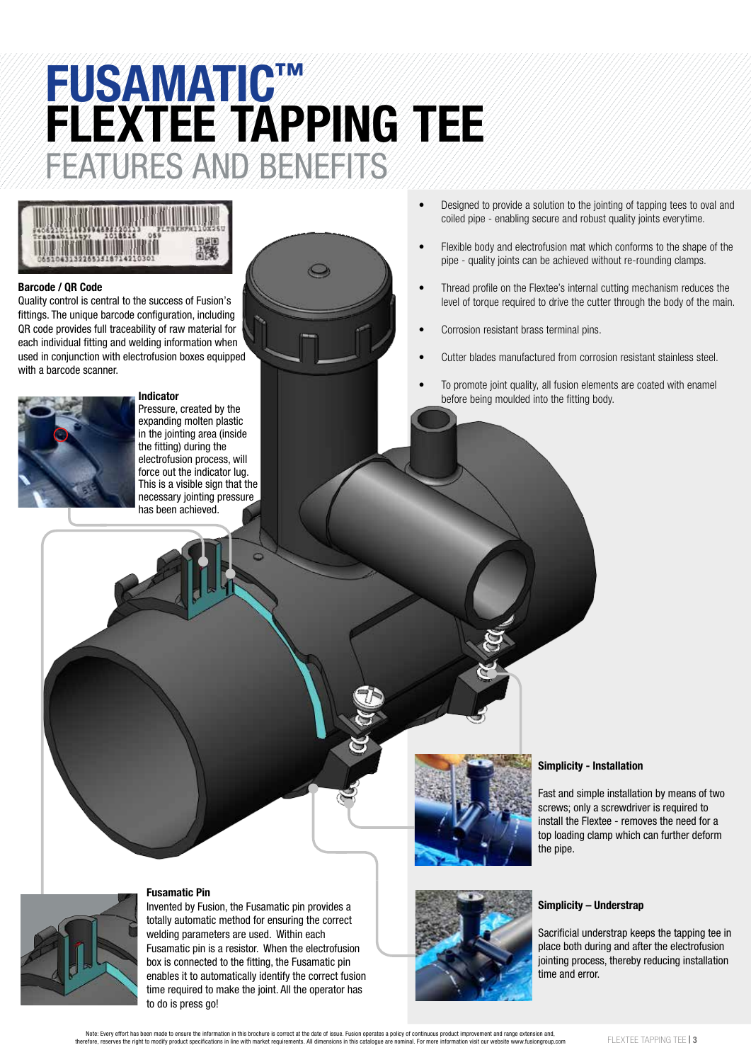# FUSAMATIC™ FLEXTEE TAPPING TEE

## FEATURES AND BENEFITS

- Designed to provide a solution to the jointing of tapping tees to oval and coiled pipe - enabling secure and robust quality joints everytime.
- Flexible body and electrofusion mat which conforms to the shape of the pipe - quality joints can be achieved without re-rounding clamps.
- Thread profile on the Flextee's internal cutting mechanism reduces the level of torque required to drive the cutter through the body of the main.
- Corrosion resistant brass terminal pins.
- Cutter blades manufactured from corrosion resistant stainless steel.
- To promote joint quality, all fusion elements are coated with enamel before being moulded into the fitting body.

**Barcode / QR Code**

Quality control is central to the success of Fusion's fittings. The unique barcode configuration, including QR code provides full traceability of raw material for each individual fitting and welding information when used in conjunction with electrofusion boxes equipped with a barcode scanner.

**Indicator**

Pressure, created by the expanding molten plastic in the jointing area (inside the fitting) during the electrofusion process, will force out the indicator lug. This is a visible sign that the necessary jointing pressure has been achieved.

**Fusamatic Pin**

Invented by Fusion, the Fusamatic pin provides a totally automatic method for ensuring the correct welding parameters are used. Within each Fusamatic pin is a resistor. When the electrofusion box is connected to the fitting, the Fusamatic pin enables it to automatically identify the correct fusion time required to make the joint. All the operator has to do is press go!

**Simplicity - Installation**

Fast and simple installation by means of two screws; only a screwdriver is required to install the Flextee - removes the need for a top loading clamp which can further deform the pipe.

**Simplicity – Understrap**

Sacrificial understrap keeps the tapping tee in place both during and after the electrofusion jointing process, thereby reducing installation time and error.

Note: Every effort has been made to ensure the information in this brochure is correct at the date of issue. Fusion operates a policy of continuous product improvement and range extension and, therefore, reserves the right to modify product specifications in line with market requirements. All dimensions in this catalogue are nominal. For more information visit our website www.fusiongroup.com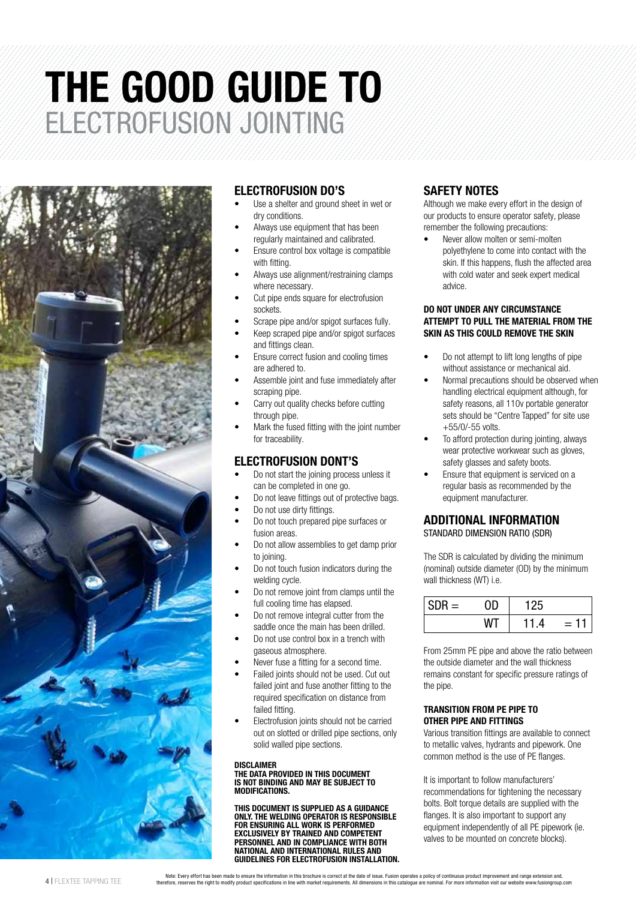# THE GOOD GUIDE TO
ELECTROFUSION JOINTING

## ELECTROFUSION DO'S

- Use a shelter and ground sheet in wet or dry conditions.
- Always use equipment that has been regularly maintained and calibrated.
- Ensure control box voltage is compatible with fitting.
- Always use alignment/restraining clamps where necessary.
- Cut pipe ends square for electrofusion sockets.
- Scrape pipe and/or spigot surfaces fully.
- Keep scraped pipe and/or spigot surfaces and fittings clean.
- Ensure correct fusion and cooling times are adhered to.
- Assemble joint and fuse immediately after scraping pipe.
- Carry out quality checks before cutting through pipe.
- Mark the fused fitting with the joint number for traceability.

## ELECTROFUSION DONT'S

- Do not start the joining process unless it can be completed in one go.
- Do not leave fittings out of protective bags.
- Do not use dirty fittings.
- Do not touch prepared pipe surfaces or fusion areas.
- Do not allow assemblies to get damp prior to joining.
- Do not touch fusion indicators during the welding cycle.
- Do not remove joint from clamps until the full cooling time has elapsed.
- Do not remove integral cutter from the saddle once the main has been drilled.
- Do not use control box in a trench with gaseous atmosphere.
- Never fuse a fitting for a second time.
- Failed joints should not be used. Cut out failed joint and fuse another fitting to the required specification on distance from failed fitting.
- Electrofusion joints should not be carried out on slotted or drilled pipe sections, only solid walled pipe sections.

**DISCLAIMER**
**THE DATA PROVIDED IN THIS DOCUMENT IS NOT BINDING AND MAY BE SUBJECT TO MODIFICATIONS.**

**THIS DOCUMENT IS SUPPLIED AS A GUIDANCE ONLY. THE WELDING OPERATOR IS RESPONSIBLE FOR ENSURING ALL WORK IS PERFORMED EXCLUSIVELY BY TRAINED AND COMPETENT PERSONNEL AND IN COMPLIANCE WITH BOTH NATIONAL AND INTERNATIONAL RULES AND GUIDELINES FOR ELECTROFUSION INSTALLATION.**

## SAFETY NOTES

Although we make every effort in the design of our products to ensure operator safety, please remember the following precautions:

- Never allow molten or semi-molten polyethylene to come into contact with the skin. If this happens, flush the affected area with cold water and seek expert medical advice.

**DO NOT UNDER ANY CIRCUMSTANCE ATTEMPT TO PULL THE MATERIAL FROM THE SKIN AS THIS COULD REMOVE THE SKIN**

- Do not attempt to lift long lengths of pipe without assistance or mechanical aid.
- Normal precautions should be observed when handling electrical equipment although, for safety reasons, all 110v portable generator sets should be "Centre Tapped" for site use +55/0/-55 volts.
- To afford protection during jointing, always wear protective workwear such as gloves, safety glasses and safety boots.
- Ensure that equipment is serviced on a regular basis as recommended by the equipment manufacturer.

## ADDITIONAL INFORMATION

STANDARD DIMENSION RATIO (SDR)

The SDR is calculated by dividing the minimum (nominal) outside diameter (OD) by the minimum wall thickness (WT) i.e.

$$SDR = \frac{OD}{WT} = \frac{125}{11.4} = 11$$

From 25mm PE pipe and above the ratio between the outside diameter and the wall thickness remains constant for specific pressure ratings of the pipe.

**TRANSITION FROM PE PIPE TO OTHER PIPE AND FITTINGS**

Various transition fittings are available to connect to metallic valves, hydrants and pipework. One common method is the use of PE flanges.

It is important to follow manufacturers' recommendations for tightening the necessary bolts. Bolt torque details are supplied with the flanges. It is also important to support any equipment independently of all PE pipework (ie. valves to be mounted on concrete blocks).

Note: Every effort has been made to ensure the information in this brochure is correct at the date of issue. Fusion operates a policy of continuous product improvement and range extension and, therefore, reserves the right to modify product specifications in line with market requirements. All dimensions in this catalogue are nominal. For more information visit our website www.fusiongroup.com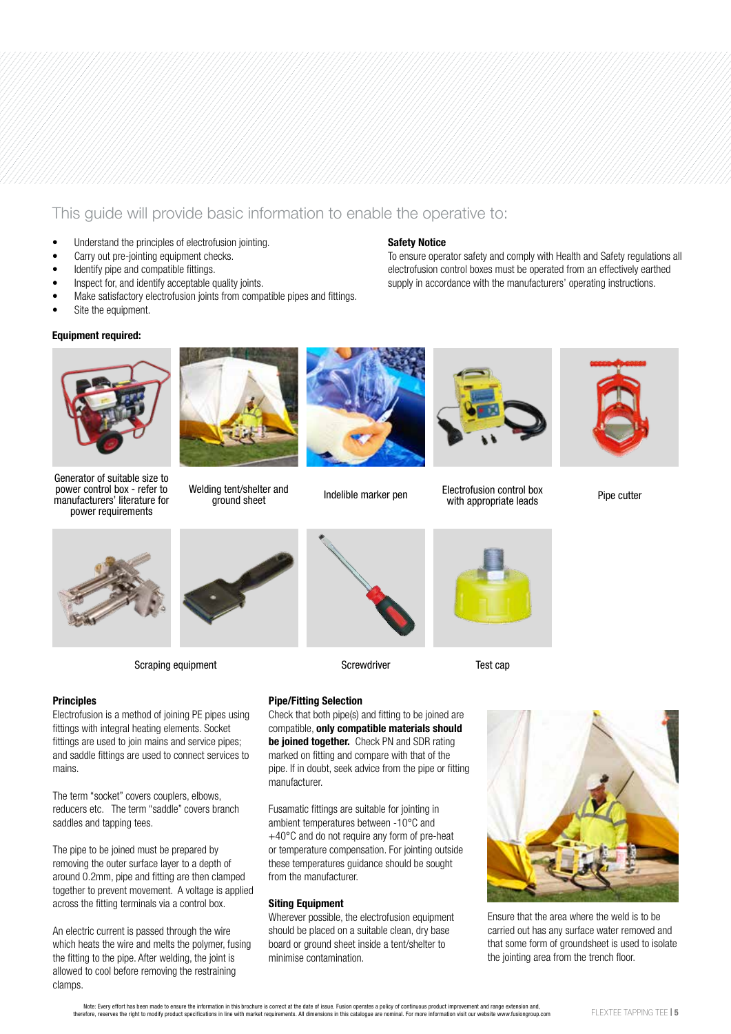## This guide will provide basic information to enable the operative to:

- Understand the principles of electrofusion jointing.
- Carry out pre-jointing equipment checks.
- Identify pipe and compatible fittings.
- Inspect for, and identify acceptable quality joints.
- Make satisfactory electrofusion joints from compatible pipes and fittings.
- Site the equipment.

**Safety Notice**

To ensure operator safety and comply with Health and Safety regulations all electrofusion control boxes must be operated from an effectively earthed supply in accordance with the manufacturers' operating instructions.

**Equipment required:**

Generator of suitable size to power control box - refer to manufacturers' literature for power requirements

Welding tent/shelter and ground sheet

Indelible marker pen

Electrofusion control box with appropriate leads

Pipe cutter

Scraping equipment

Screwdriver

Test cap

**Principles**

Electrofusion is a method of joining PE pipes using fittings with integral heating elements. Socket fittings are used to join mains and service pipes; and saddle fittings are used to connect services to mains.

The term "socket" covers couplers, elbows, reducers etc. The term "saddle" covers branch saddles and tapping tees.

The pipe to be joined must be prepared by removing the outer surface layer to a depth of around 0.2mm, pipe and fitting are then clamped together to prevent movement. A voltage is applied across the fitting terminals via a control box.

An electric current is passed through the wire which heats the wire and melts the polymer, fusing the fitting to the pipe. After welding, the joint is allowed to cool before removing the restraining clamps.

**Pipe/Fitting Selection**

Check that both pipe(s) and fitting to be joined are compatible, **only compatible materials should be joined together.** Check PN and SDR rating marked on fitting and compare with that of the pipe. If in doubt, seek advice from the pipe or fitting manufacturer.

Fusamatic fittings are suitable for jointing in ambient temperatures between -10°C and +40°C and do not require any form of pre-heat or temperature compensation. For jointing outside these temperatures guidance should be sought from the manufacturer.

**Siting Equipment**

Wherever possible, the electrofusion equipment should be placed on a suitable clean, dry base board or ground sheet inside a tent/shelter to minimise contamination.

Ensure that the area where the weld is to be carried out has any surface water removed and that some form of groundsheet is used to isolate the jointing area from the trench floor.

Note: Every effort has been made to ensure the information in this brochure is correct at the date of issue. Fusion operates a policy of continuous product improvement and range extension and, therefore, reserves the right to modify product specifications in line with market requirements. All dimensions in this catalogue are nominal. For more information visit our website www.fusiongroup.com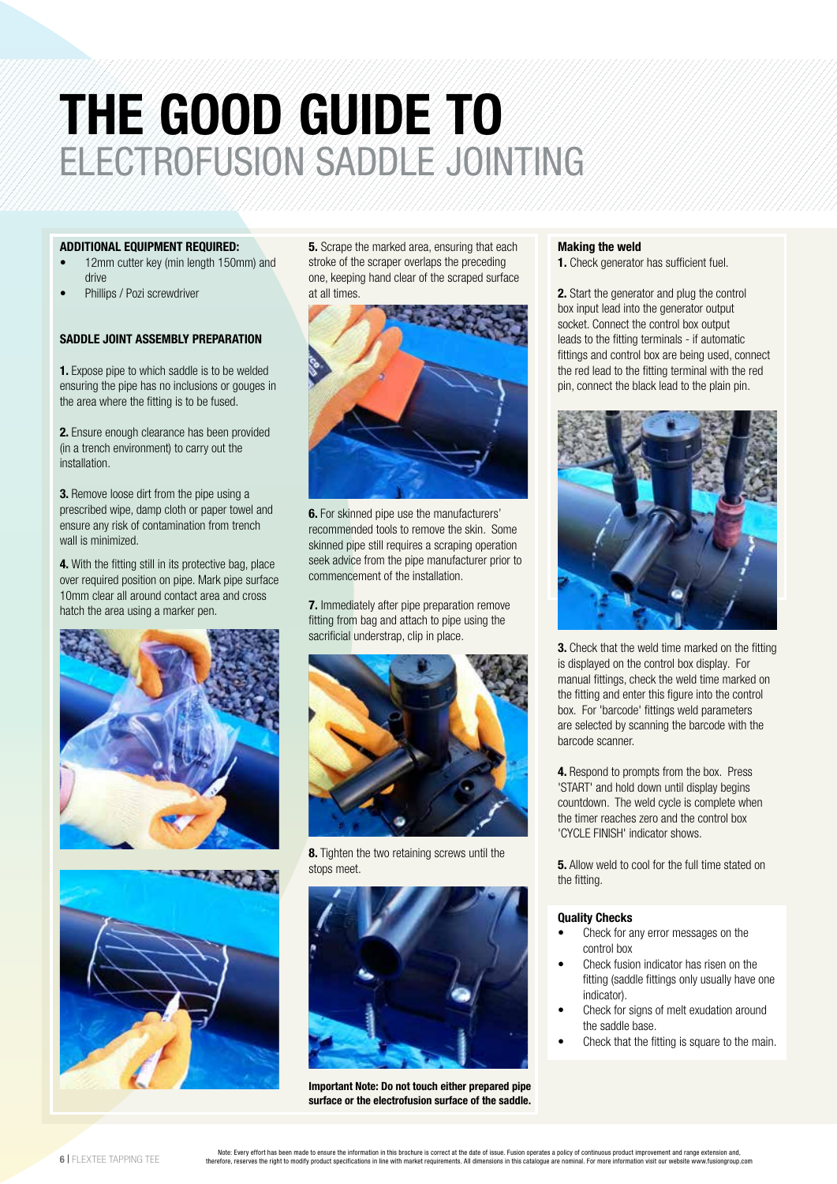# THE GOOD GUIDE TO
## ELECTROFUSION SADDLE JOINTING

**ADDITIONAL EQUIPMENT REQUIRED:**

- 12mm cutter key (min length 150mm) and drive
- Phillips / Pozi screwdriver

**SADDLE JOINT ASSEMBLY PREPARATION**

**1.** Expose pipe to which saddle is to be welded ensuring the pipe has no inclusions or gouges in the area where the fitting is to be fused.

**2.** Ensure enough clearance has been provided (in a trench environment) to carry out the installation.

**3.** Remove loose dirt from the pipe using a prescribed wipe, damp cloth or paper towel and ensure any risk of contamination from trench wall is minimized.

**4.** With the fitting still in its protective bag, place over required position on pipe. Mark pipe surface 10mm clear all around contact area and cross hatch the area using a marker pen.

**5.** Scrape the marked area, ensuring that each stroke of the scraper overlaps the preceding one, keeping hand clear of the scraped surface at all times.

**6.** For skinned pipe use the manufacturers' recommended tools to remove the skin. Some skinned pipe still requires a scraping operation seek advice from the pipe manufacturer prior to commencement of the installation.

**7.** Immediately after pipe preparation remove fitting from bag and attach to pipe using the sacrificial understrap, clip in place.

**8.** Tighten the two retaining screws until the stops meet.

**Important Note: Do not touch either prepared pipe surface or the electrofusion surface of the saddle.**

**Making the weld**

**1.** Check generator has sufficient fuel.

**2.** Start the generator and plug the control box input lead into the generator output socket. Connect the control box output leads to the fitting terminals - if automatic fittings and control box are being used, connect the red lead to the fitting terminal with the red pin, connect the black lead to the plain pin.

**3.** Check that the weld time marked on the fitting is displayed on the control box display. For manual fittings, check the weld time marked on the fitting and enter this figure into the control box. For 'barcode' fittings weld parameters are selected by scanning the barcode with the barcode scanner.

**4.** Respond to prompts from the box. Press 'START' and hold down until display begins countdown. The weld cycle is complete when the timer reaches zero and the control box 'CYCLE FINISH' indicator shows.

**5.** Allow weld to cool for the full time stated on the fitting.

**Quality Checks**

- Check for any error messages on the control box
- Check fusion indicator has risen on the fitting (saddle fittings only usually have one indicator).
- Check for signs of melt exudation around the saddle base.
- Check that the fitting is square to the main.

Note: Every effort has been made to ensure the information in this brochure is correct at the date of issue. Fusion operates a policy of continuous product improvement and range extension and, therefore, reserves the right to modify product specifications in line with market requirements. All dimensions in this catalogue are nominal. For more information visit our website www.fusiongroup.com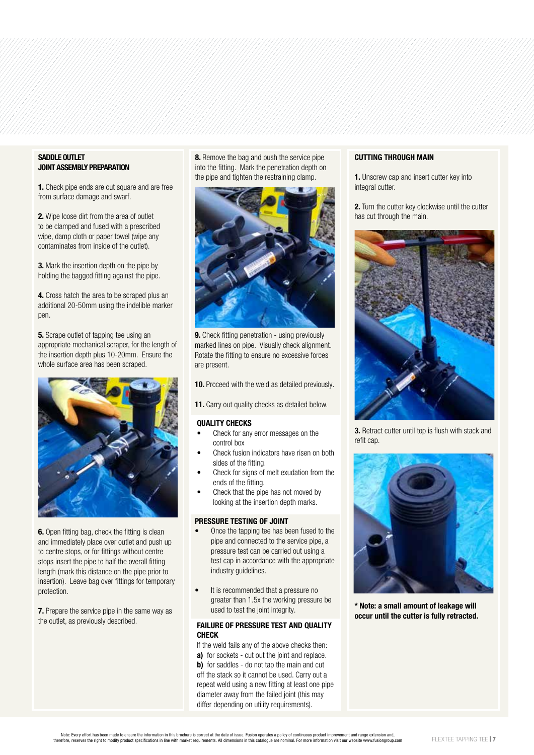### SADDLE OUTLET JOINT ASSEMBLY PREPARATION

**1.** Check pipe ends are cut square and are free from surface damage and swarf.

**2.** Wipe loose dirt from the area of outlet to be clamped and fused with a prescribed wipe, damp cloth or paper towel (wipe any contaminates from inside of the outlet).

**3.** Mark the insertion depth on the pipe by holding the bagged fitting against the pipe.

**4.** Cross hatch the area to be scraped plus an additional 20-50mm using the indelible marker pen.

**5.** Scrape outlet of tapping tee using an appropriate mechanical scraper, for the length of the insertion depth plus 10-20mm. Ensure the whole surface area has been scraped.

**6.** Open fitting bag, check the fitting is clean and immediately place over outlet and push up to centre stops, or for fittings without centre stops insert the pipe to half the overall fitting length (mark this distance on the pipe prior to insertion). Leave bag over fittings for temporary protection.

**7.** Prepare the service pipe in the same way as the outlet, as previously described.

**8.** Remove the bag and push the service pipe into the fitting. Mark the penetration depth on the pipe and tighten the restraining clamp.

**9.** Check fitting penetration - using previously marked lines on pipe. Visually check alignment. Rotate the fitting to ensure no excessive forces are present.

**10.** Proceed with the weld as detailed previously.

**11.** Carry out quality checks as detailed below.

### QUALITY CHECKS

- Check for any error messages on the control box
- Check fusion indicators have risen on both sides of the fitting.
- Check for signs of melt exudation from the ends of the fitting.
- Check that the pipe has not moved by looking at the insertion depth marks.

### PRESSURE TESTING OF JOINT

- Once the tapping tee has been fused to the pipe and connected to the service pipe, a pressure test can be carried out using a test cap in accordance with the appropriate industry guidelines.
- It is recommended that a pressure no greater than 1.5x the working pressure be used to test the joint integrity.

### FAILURE OF PRESSURE TEST AND QUALITY CHECK

If the weld fails any of the above checks then:
**a)** for sockets - cut out the joint and replace.
**b)** for saddles - do not tap the main and cut off the stack so it cannot be used. Carry out a repeat weld using a new fitting at least one pipe diameter away from the failed joint (this may differ depending on utility requirements).

### CUTTING THROUGH MAIN

**1.** Unscrew cap and insert cutter key into integral cutter.

**2.** Turn the cutter key clockwise until the cutter has cut through the main.

**3.** Retract cutter until top is flush with stack and refit cap.

**\* Note: a small amount of leakage will occur until the cutter is fully retracted.**

Note: Every effort has been made to ensure the information in this brochure is correct at the date of issue. Fusion operates a policy of continuous product improvement and range extension and, therefore, reserves the right to modify product specifications in line with market requirements. All dimensions in this catalogue are nominal. For more information visit our website www.fusiongroup.com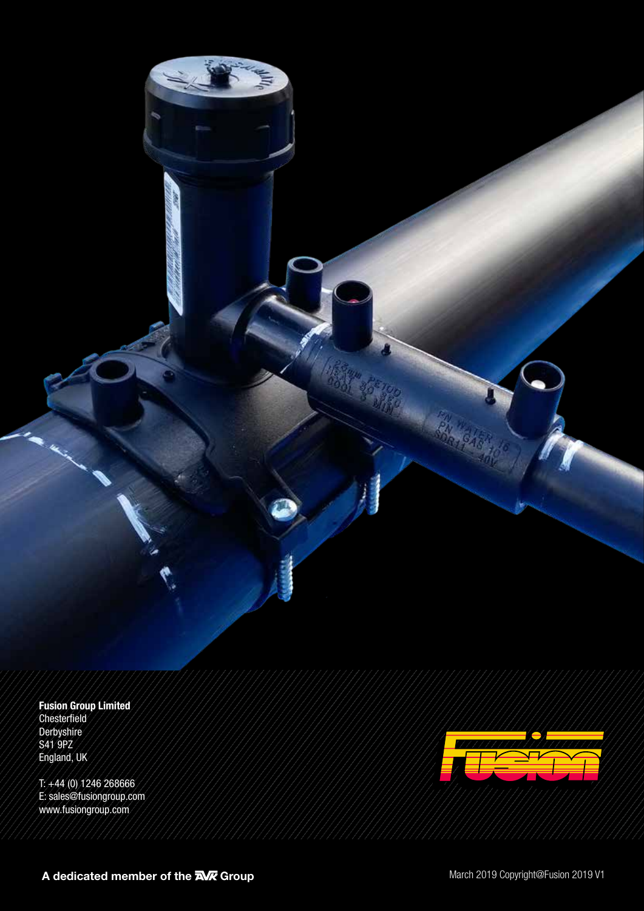**Fusion Group Limited**
Chesterfield
Derbyshire
S41 9PZ
England, UK

T: +44 (0) 1246 268666
E: sales@fusiongroup.com
www.fusiongroup.com

**A dedicated member of the AVK Group**

March 2019 Copyright@Fusion 2019 V1